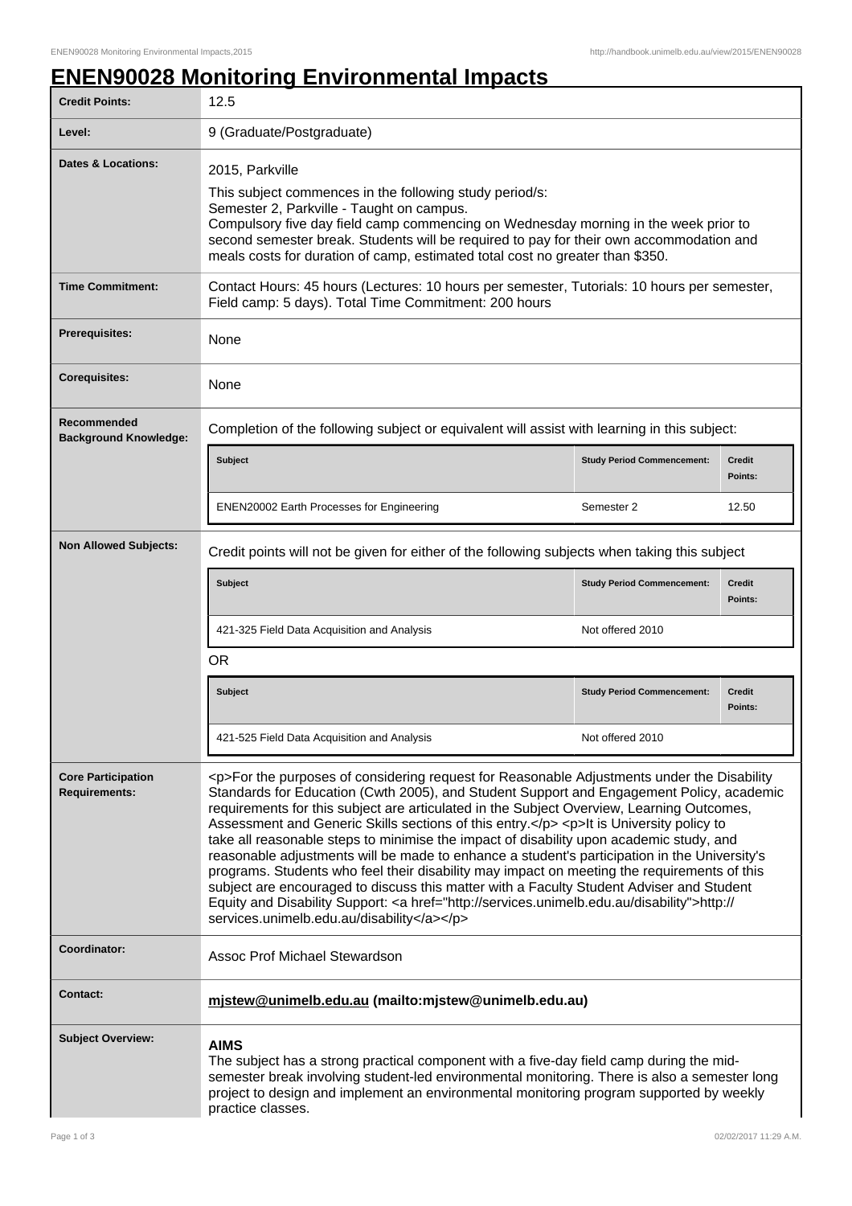# ENEN90028 Monitoring Environmental Impacts

| | |
|---|---|
| **Credit Points:** | 12.5 |
| **Level:** | 9 (Graduate/Postgraduate) |
| **Dates & Locations:** | 2015, Parkville<br>This subject commences in the following study period/s:<br>Semester 2, Parkville - Taught on campus.<br>Compulsory five day field camp commencing on Wednesday morning in the week prior to second semester break. Students will be required to pay for their own accommodation and meals costs for duration of camp, estimated total cost no greater than $350. |
| **Time Commitment:** | Contact Hours: 45 hours (Lectures: 10 hours per semester, Tutorials: 10 hours per semester, Field camp: 5 days). Total Time Commitment: 200 hours |
| **Prerequisites:** | None |
| **Corequisites:** | None |
| **Recommended Background Knowledge:** | Completion of the following subject or equivalent will assist with learning in this subject: |

| Subject | Study Period Commencement: | Credit Points: |
|---|---|---|
| ENEN20002 Earth Processes for Engineering | Semester 2 | 12.50 |

**Non Allowed Subjects:**

Credit points will not be given for either of the following subjects when taking this subject

| Subject | Study Period Commencement: | Credit Points: |
|---|---|---|
| 421-325 Field Data Acquisition and Analysis | Not offered 2010 | |

OR

| Subject | Study Period Commencement: | Credit Points: |
|---|---|---|
| 421-525 Field Data Acquisition and Analysis | Not offered 2010 | |

| | |
|---|---|
| **Core Participation Requirements:** | <p>For the purposes of considering request for Reasonable Adjustments under the Disability Standards for Education (Cwth 2005), and Student Support and Engagement Policy, academic requirements for this subject are articulated in the Subject Overview, Learning Outcomes, Assessment and Generic Skills sections of this entry.</p> <p>It is University policy to take all reasonable steps to minimise the impact of disability upon academic study, and reasonable adjustments will be made to enhance a student's participation in the University's programs. Students who feel their disability may impact on meeting the requirements of this subject are encouraged to discuss this matter with a Faculty Student Adviser and Student Equity and Disability Support: <a href="http://services.unimelb.edu.au/disability">http://services.unimelb.edu.au/disability</a></p> |
| **Coordinator:** | Assoc Prof Michael Stewardson |
| **Contact:** | **mjstew@unimelb.edu.au (mailto:mjstew@unimelb.edu.au)** |
| **Subject Overview:** | **AIMS**<br>The subject has a strong practical component with a five-day field camp during the mid-semester break involving student-led environmental monitoring. There is also a semester long project to design and implement an environmental monitoring program supported by weekly practice classes. |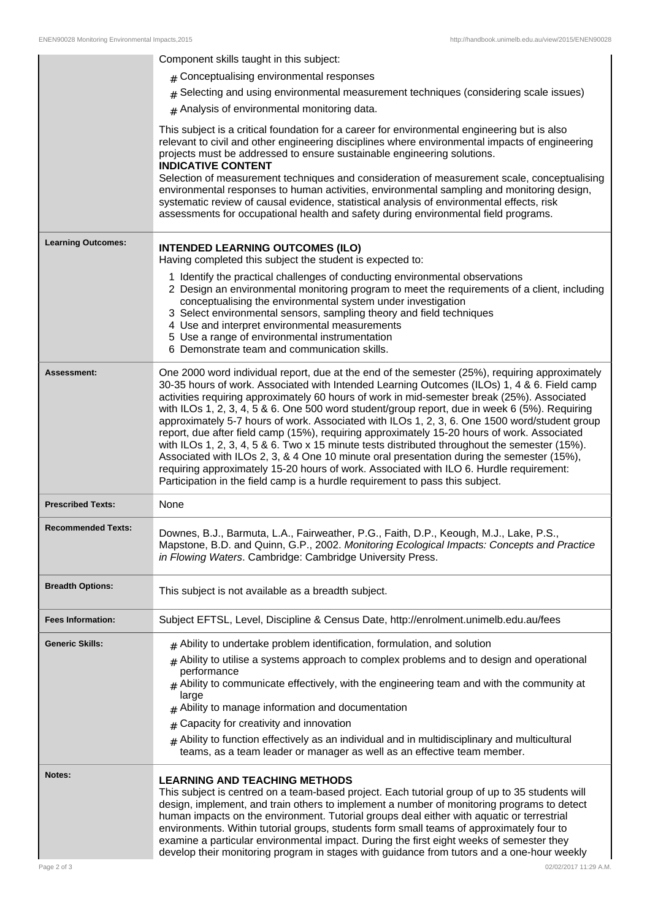| | |
|---|---|
| | Component skills taught in this subject:<br><br># Conceptualising environmental responses<br># Selecting and using environmental measurement techniques (considering scale issues)<br># Analysis of environmental monitoring data.<br><br>This subject is a critical foundation for a career for environmental engineering but is also relevant to civil and other engineering disciplines where environmental impacts of engineering projects must be addressed to ensure sustainable engineering solutions.<br>**INDICATIVE CONTENT**<br>Selection of measurement techniques and consideration of measurement scale, conceptualising environmental responses to human activities, environmental sampling and monitoring design, systematic review of causal evidence, statistical analysis of environmental effects, risk assessments for occupational health and safety during environmental field programs. |
| **Learning Outcomes:** | **INTENDED LEARNING OUTCOMES (ILO)**<br>Having completed this subject the student is expected to:<br><br>1 Identify the practical challenges of conducting environmental observations<br>2 Design an environmental monitoring program to meet the requirements of a client, including conceptualising the environmental system under investigation<br>3 Select environmental sensors, sampling theory and field techniques<br>4 Use and interpret environmental measurements<br>5 Use a range of environmental instrumentation<br>6 Demonstrate team and communication skills. |
| **Assessment:** | One 2000 word individual report, due at the end of the semester (25%), requiring approximately 30-35 hours of work. Associated with Intended Learning Outcomes (ILOs) 1, 4 & 6. Field camp activities requiring approximately 60 hours of work in mid-semester break (25%). Associated with ILOs 1, 2, 3, 4, 5 & 6. One 500 word student/group report, due in week 6 (5%). Requiring approximately 5-7 hours of work. Associated with ILOs 1, 2, 3, 6. One 1500 word/student group report, due after field camp (15%), requiring approximately 15-20 hours of work. Associated with ILOs 1, 2, 3, 4, 5 & 6. Two x 15 minute tests distributed throughout the semester (15%). Associated with ILOs 2, 3, & 4 One 10 minute oral presentation during the semester (15%), requiring approximately 15-20 hours of work. Associated with ILO 6. Hurdle requirement: Participation in the field camp is a hurdle requirement to pass this subject. |
| **Prescribed Texts:** | None |
| **Recommended Texts:** | Downes, B.J., Barmuta, L.A., Fairweather, P.G., Faith, D.P., Keough, M.J., Lake, P.S., Mapstone, B.D. and Quinn, G.P., 2002. *Monitoring Ecological Impacts: Concepts and Practice in Flowing Waters*. Cambridge: Cambridge University Press. |
| **Breadth Options:** | This subject is not available as a breadth subject. |
| **Fees Information:** | Subject EFTSL, Level, Discipline & Census Date, http://enrolment.unimelb.edu.au/fees |
| **Generic Skills:** | # Ability to undertake problem identification, formulation, and solution<br># Ability to utilise a systems approach to complex problems and to design and operational performance<br># Ability to communicate effectively, with the engineering team and with the community at large<br># Ability to manage information and documentation<br># Capacity for creativity and innovation<br># Ability to function effectively as an individual and in multidisciplinary and multicultural teams, as a team leader or manager as well as an effective team member. |
| **Notes:** | **LEARNING AND TEACHING METHODS**<br>This subject is centred on a team-based project. Each tutorial group of up to 35 students will design, implement, and train others to implement a number of monitoring programs to detect human impacts on the environment. Tutorial groups deal either with aquatic or terrestrial environments. Within tutorial groups, students form small teams of approximately four to examine a particular environmental impact. During the first eight weeks of semester they develop their monitoring program in stages with guidance from tutors and a one-hour weekly |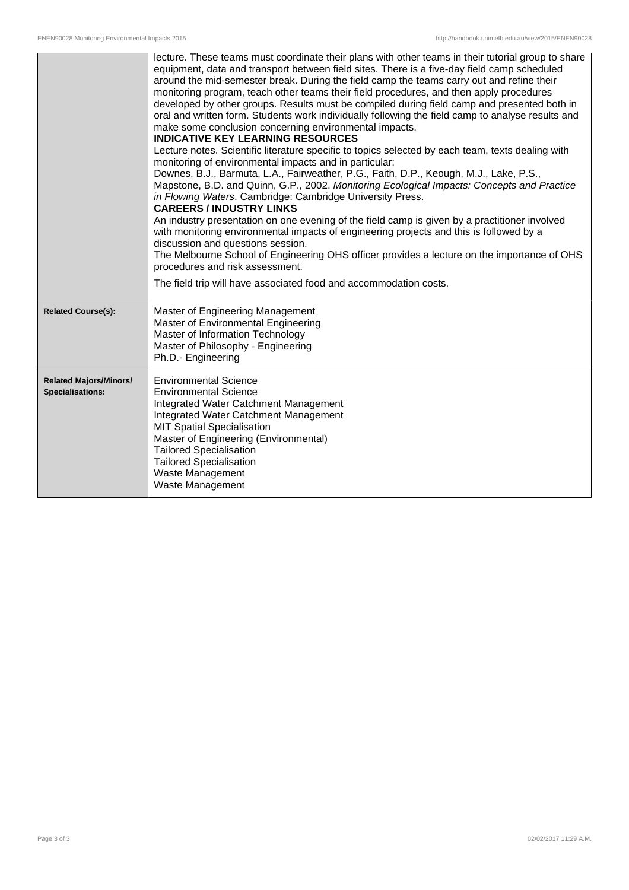| | |
|---|---|
| | lecture. These teams must coordinate their plans with other teams in their tutorial group to share equipment, data and transport between field sites. There is a five-day field camp scheduled around the mid-semester break. During the field camp the teams carry out and refine their monitoring program, teach other teams their field procedures, and then apply procedures developed by other groups. Results must be compiled during field camp and presented both in oral and written form. Students work individually following the field camp to analyse results and make some conclusion concerning environmental impacts.<br>**INDICATIVE KEY LEARNING RESOURCES**<br>Lecture notes. Scientific literature specific to topics selected by each team, texts dealing with monitoring of environmental impacts and in particular:<br>Downes, B.J., Barmuta, L.A., Fairweather, P.G., Faith, D.P., Keough, M.J., Lake, P.S., Mapstone, B.D. and Quinn, G.P., 2002. *Monitoring Ecological Impacts: Concepts and Practice in Flowing Waters*. Cambridge: Cambridge University Press.<br>**CAREERS / INDUSTRY LINKS**<br>An industry presentation on one evening of the field camp is given by a practitioner involved with monitoring environmental impacts of engineering projects and this is followed by a discussion and questions session.<br>The Melbourne School of Engineering OHS officer provides a lecture on the importance of OHS procedures and risk assessment.<br><br>The field trip will have associated food and accommodation costs. |
| **Related Course(s):** | Master of Engineering Management<br>Master of Environmental Engineering<br>Master of Information Technology<br>Master of Philosophy - Engineering<br>Ph.D.- Engineering |
| **Related Majors/Minors/ Specialisations:** | Environmental Science<br>Environmental Science<br>Integrated Water Catchment Management<br>Integrated Water Catchment Management<br>MIT Spatial Specialisation<br>Master of Engineering (Environmental)<br>Tailored Specialisation<br>Tailored Specialisation<br>Waste Management<br>Waste Management |